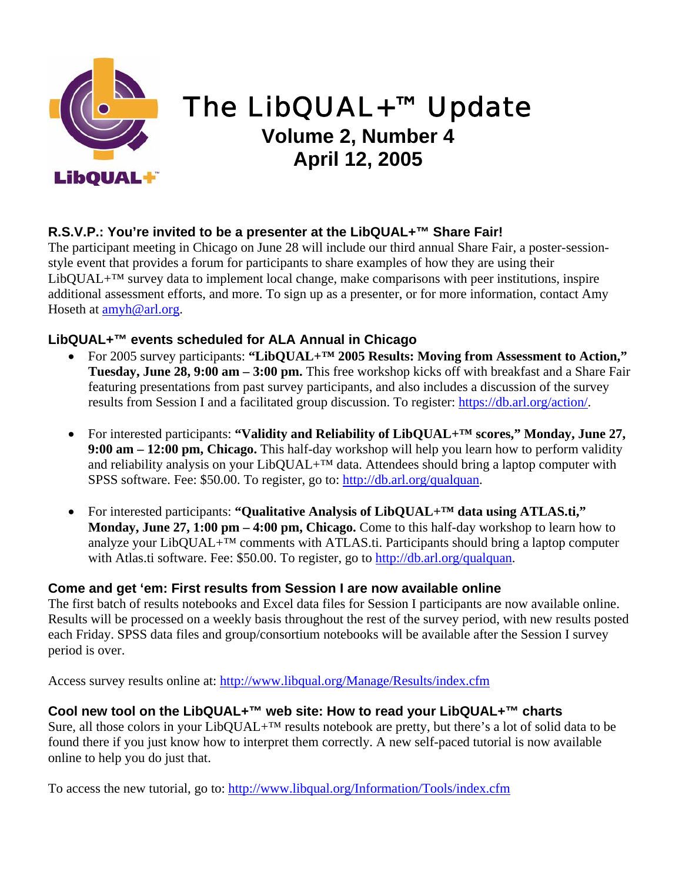# The LibQUAL+™ Update

## Volume 2, Number 4
## April 12, 2005

### R.S.V.P.: You're invited to be a presenter at the LibQUAL+™ Share Fair!

The participant meeting in Chicago on June 28 will include our third annual Share Fair, a poster-session-style event that provides a forum for participants to share examples of how they are using their LibQUAL+™ survey data to implement local change, make comparisons with peer institutions, inspire additional assessment efforts, and more. To sign up as a presenter, or for more information, contact Amy Hoseth at amyh@arl.org.

### LibQUAL+™ events scheduled for ALA Annual in Chicago

- For 2005 survey participants: **"LibQUAL+™ 2005 Results: Moving from Assessment to Action," Tuesday, June 28, 9:00 am – 3:00 pm.** This free workshop kicks off with breakfast and a Share Fair featuring presentations from past survey participants, and also includes a discussion of the survey results from Session I and a facilitated group discussion. To register: https://db.arl.org/action/.

- For interested participants: **"Validity and Reliability of LibQUAL+™ scores," Monday, June 27, 9:00 am – 12:00 pm, Chicago.** This half-day workshop will help you learn how to perform validity and reliability analysis on your LibQUAL+™ data. Attendees should bring a laptop computer with SPSS software. Fee: $50.00. To register, go to: http://db.arl.org/qualquan.

- For interested participants: **"Qualitative Analysis of LibQUAL+™ data using ATLAS.ti," Monday, June 27, 1:00 pm – 4:00 pm, Chicago.** Come to this half-day workshop to learn how to analyze your LibQUAL+™ comments with ATLAS.ti. Participants should bring a laptop computer with Atlas.ti software. Fee: $50.00. To register, go to http://db.arl.org/qualquan.

### Come and get 'em: First results from Session I are now available online

The first batch of results notebooks and Excel data files for Session I participants are now available online. Results will be processed on a weekly basis throughout the rest of the survey period, with new results posted each Friday. SPSS data files and group/consortium notebooks will be available after the Session I survey period is over.

Access survey results online at: http://www.libqual.org/Manage/Results/index.cfm

### Cool new tool on the LibQUAL+™ web site: How to read your LibQUAL+™ charts

Sure, all those colors in your LibQUAL+™ results notebook are pretty, but there's a lot of solid data to be found there if you just know how to interpret them correctly. A new self-paced tutorial is now available online to help you do just that.

To access the new tutorial, go to: http://www.libqual.org/Information/Tools/index.cfm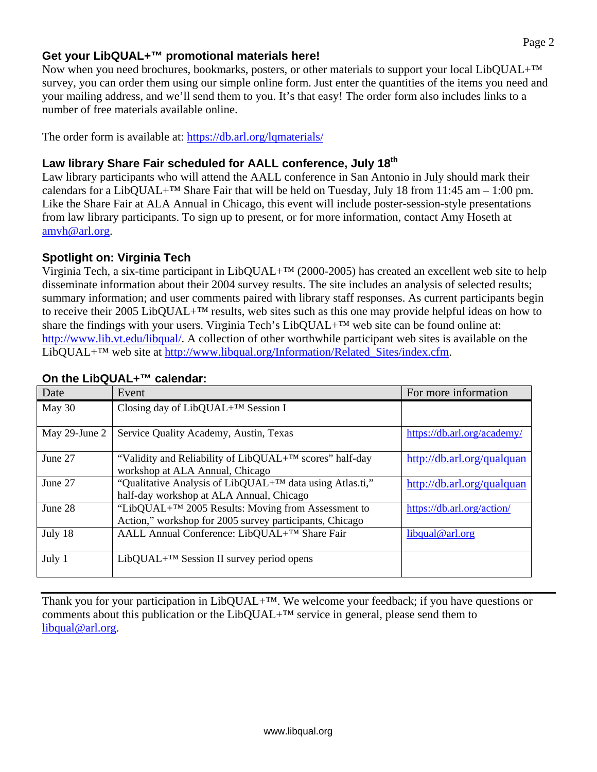## Get your LibQUAL+™ promotional materials here!

Now when you need brochures, bookmarks, posters, or other materials to support your local LibQUAL+™ survey, you can order them using our simple online form. Just enter the quantities of the items you need and your mailing address, and we'll send them to you. It's that easy! The order form also includes links to a number of free materials available online.

The order form is available at: https://db.arl.org/lqmaterials/

## Law library Share Fair scheduled for AALL conference, July 18th

Law library participants who will attend the AALL conference in San Antonio in July should mark their calendars for a LibQUAL+™ Share Fair that will be held on Tuesday, July 18 from 11:45 am – 1:00 pm. Like the Share Fair at ALA Annual in Chicago, this event will include poster-session-style presentations from law library participants. To sign up to present, or for more information, contact Amy Hoseth at amyh@arl.org.

## Spotlight on: Virginia Tech

Virginia Tech, a six-time participant in LibQUAL+™ (2000-2005) has created an excellent web site to help disseminate information about their 2004 survey results. The site includes an analysis of selected results; summary information; and user comments paired with library staff responses. As current participants begin to receive their 2005 LibQUAL+™ results, web sites such as this one may provide helpful ideas on how to share the findings with your users. Virginia Tech's LibQUAL+™ web site can be found online at: http://www.lib.vt.edu/libqual/. A collection of other worthwhile participant web sites is available on the LibQUAL+™ web site at http://www.libqual.org/Information/Related_Sites/index.cfm.

## On the LibQUAL+™ calendar:

| Date | Event | For more information |
|---|---|---|
| May 30 | Closing day of LibQUAL+™ Session I | |
| May 29-June 2 | Service Quality Academy, Austin, Texas | https://db.arl.org/academy/ |
| June 27 | "Validity and Reliability of LibQUAL+™ scores" half-day workshop at ALA Annual, Chicago | http://db.arl.org/qualquan |
| June 27 | "Qualitative Analysis of LibQUAL+™ data using Atlas.ti," half-day workshop at ALA Annual, Chicago | http://db.arl.org/qualquan |
| June 28 | "LibQUAL+™ 2005 Results: Moving from Assessment to Action," workshop for 2005 survey participants, Chicago | https://db.arl.org/action/ |
| July 18 | AALL Annual Conference: LibQUAL+™ Share Fair | libqual@arl.org |
| July 1 | LibQUAL+™ Session II survey period opens | |

---

Thank you for your participation in LibQUAL+™. We welcome your feedback; if you have questions or comments about this publication or the LibQUAL+™ service in general, please send them to libqual@arl.org.

www.libqual.org